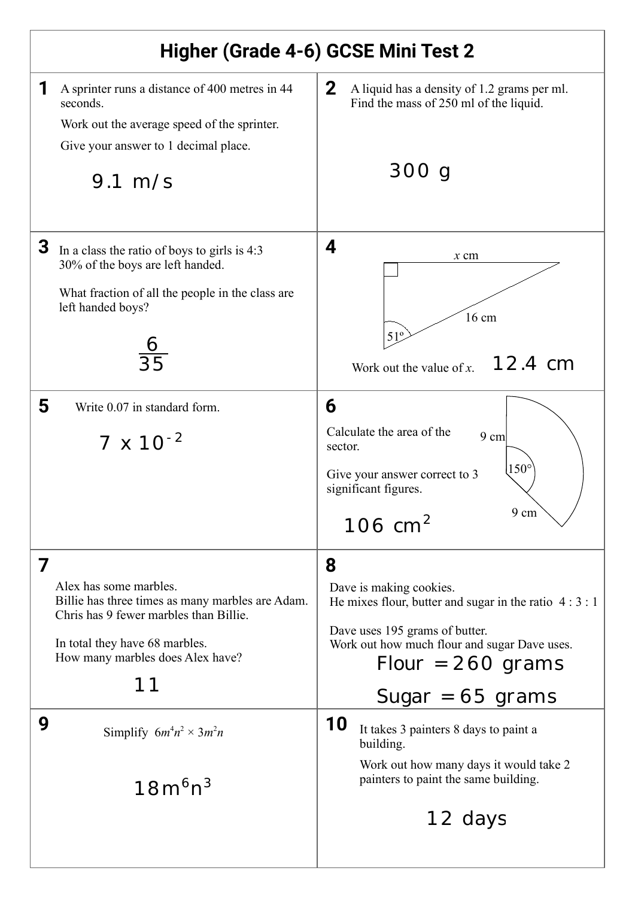# Higher (Grade 4-6) GCSE Mini Test 2

**1** A sprinter runs a distance of 400 metres in 44 seconds.

Work out the average speed of the sprinter.

Give your answer to 1 decimal place.

9.1 m/s

**2** A liquid has a density of 1.2 grams per ml. Find the mass of 250 ml of the liquid.

300 g

**3** In a class the ratio of boys to girls is 4:3
30% of the boys are left handed.

What fraction of all the people in the class are left handed boys?

$\frac{6}{35}$

**4**

*x* cm

16 cm

51°

Work out the value of *x*.

12.4 cm

**5** Write 0.07 in standard form.

$7 \times 10^{-2}$

**6** Calculate the area of the sector.

Give your answer correct to 3 significant figures.

9 cm

150°

9 cm

106 $\text{cm}^2$

**7**

Alex has some marbles.
Billie has three times as many marbles are Adam.
Chris has 9 fewer marbles than Billie.

In total they have 68 marbles.
How many marbles does Alex have?

11

**8**

Dave is making cookies.
He mixes flour, butter and sugar in the ratio 4 : 3 : 1

Dave uses 195 grams of butter.
Work out how much flour and sugar Dave uses.

Flour = 260 grams

Sugar = 65 grams

**9** Simplify $6m^4n^2 \times 3m^2n$

$18m^6n^3$

**10** It takes 3 painters 8 days to paint a building.

Work out how many days it would take 2 painters to paint the same building.

12 days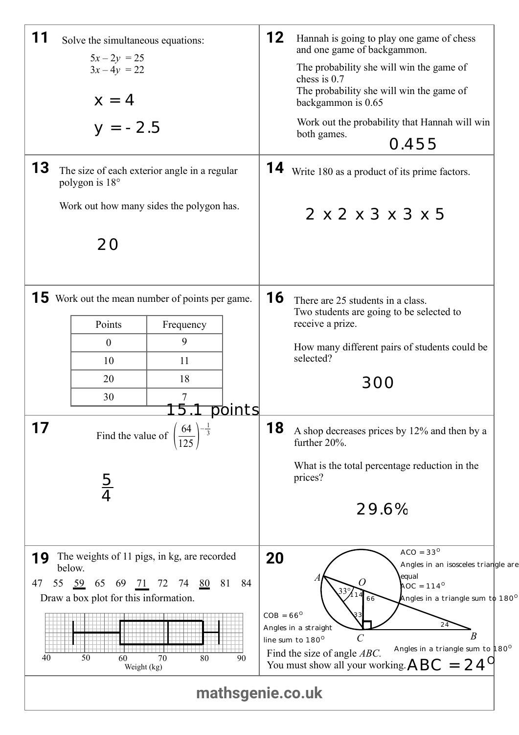## 11

Solve the simultaneous equations:

$$5x - 2y = 25$$
$$3x - 4y = 22$$

x = 4

y = -2.5

## 12

Hannah is going to play one game of chess and one game of backgammon.

The probability she will win the game of chess is 0.7
The probability she will win the game of backgammon is 0.65

Work out the probability that Hannah will win both games.

0.455

## 13

The size of each exterior angle in a regular polygon is 18°

Work out how many sides the polygon has.

20

## 14

Write 180 as a product of its prime factors.

2 x 2 x 3 x 3 x 5

## 15

Work out the mean number of points per game.

| Points | Frequency |
|---|---|
| 0 | 9 |
| 10 | 11 |
| 20 | 18 |
| 30 | 7 |

15.1 points

## 16

There are 25 students in a class.
Two students are going to be selected to receive a prize.

How many different pairs of students could be selected?

300

## 17

Find the value of $\left(\frac{64}{125}\right)^{-\frac{1}{3}}$

$\frac{5}{4}$

## 18

A shop decreases prices by 12% and then by a further 20%.

What is the total percentage reduction in the prices?

29.6%

## 19

The weights of 11 pigs, in kg, are recorded below.

47 55 59 65 69 71 72 74 80 81 84

Draw a box plot for this information.

40 50 60 70 80 90
Weight (kg)

## 20

ACO = 33°
Angles in an isosceles triangle are equal
AOC = 114°
Angles in a triangle sum to 180°

COB = 66°
Angles in a straight line sum to 180°

Angles in a triangle sum to 180°

A O C B
33° 114 66 33 24

Find the size of angle *ABC*.
You must show all your working.

ABC = 24°

**mathsgenie.co.uk**